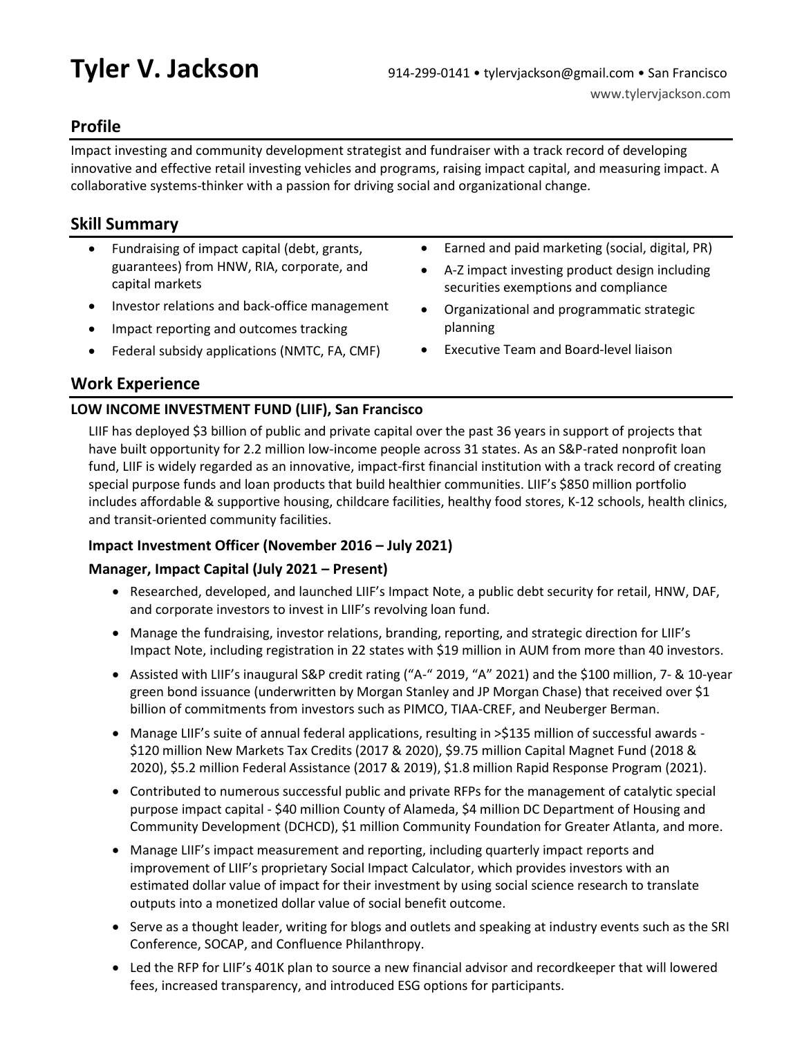# Tyler V. Jackson

914-299-0141 • tylervjackson@gmail.com • San Francisco
www.tylervjackson.com

## Profile

Impact investing and community development strategist and fundraiser with a track record of developing innovative and effective retail investing vehicles and programs, raising impact capital, and measuring impact. A collaborative systems-thinker with a passion for driving social and organizational change.

## Skill Summary

- Fundraising of impact capital (debt, grants, guarantees) from HNW, RIA, corporate, and capital markets
- Investor relations and back-office management
- Impact reporting and outcomes tracking
- Federal subsidy applications (NMTC, FA, CMF)
- Earned and paid marketing (social, digital, PR)
- A-Z impact investing product design including securities exemptions and compliance
- Organizational and programmatic strategic planning
- Executive Team and Board-level liaison

## Work Experience

### LOW INCOME INVESTMENT FUND (LIIF), San Francisco

LIIF has deployed $3 billion of public and private capital over the past 36 years in support of projects that have built opportunity for 2.2 million low-income people across 31 states. As an S&P-rated nonprofit loan fund, LIIF is widely regarded as an innovative, impact-first financial institution with a track record of creating special purpose funds and loan products that build healthier communities. LIIF's $850 million portfolio includes affordable & supportive housing, childcare facilities, healthy food stores, K-12 schools, health clinics, and transit-oriented community facilities.

**Impact Investment Officer (November 2016 – July 2021)**

**Manager, Impact Capital (July 2021 – Present)**

- Researched, developed, and launched LIIF's Impact Note, a public debt security for retail, HNW, DAF, and corporate investors to invest in LIIF's revolving loan fund.
- Manage the fundraising, investor relations, branding, reporting, and strategic direction for LIIF's Impact Note, including registration in 22 states with $19 million in AUM from more than 40 investors.
- Assisted with LIIF's inaugural S&P credit rating ("A-" 2019, "A" 2021) and the $100 million, 7- & 10-year green bond issuance (underwritten by Morgan Stanley and JP Morgan Chase) that received over $1 billion of commitments from investors such as PIMCO, TIAA-CREF, and Neuberger Berman.
- Manage LIIF's suite of annual federal applications, resulting in >$135 million of successful awards - $120 million New Markets Tax Credits (2017 & 2020), $9.75 million Capital Magnet Fund (2018 & 2020), $5.2 million Federal Assistance (2017 & 2019), $1.8 million Rapid Response Program (2021).
- Contributed to numerous successful public and private RFPs for the management of catalytic special purpose impact capital - $40 million County of Alameda, $4 million DC Department of Housing and Community Development (DCHCD), $1 million Community Foundation for Greater Atlanta, and more.
- Manage LIIF's impact measurement and reporting, including quarterly impact reports and improvement of LIIF's proprietary Social Impact Calculator, which provides investors with an estimated dollar value of impact for their investment by using social science research to translate outputs into a monetized dollar value of social benefit outcome.
- Serve as a thought leader, writing for blogs and outlets and speaking at industry events such as the SRI Conference, SOCAP, and Confluence Philanthropy.
- Led the RFP for LIIF's 401K plan to source a new financial advisor and recordkeeper that will lowered fees, increased transparency, and introduced ESG options for participants.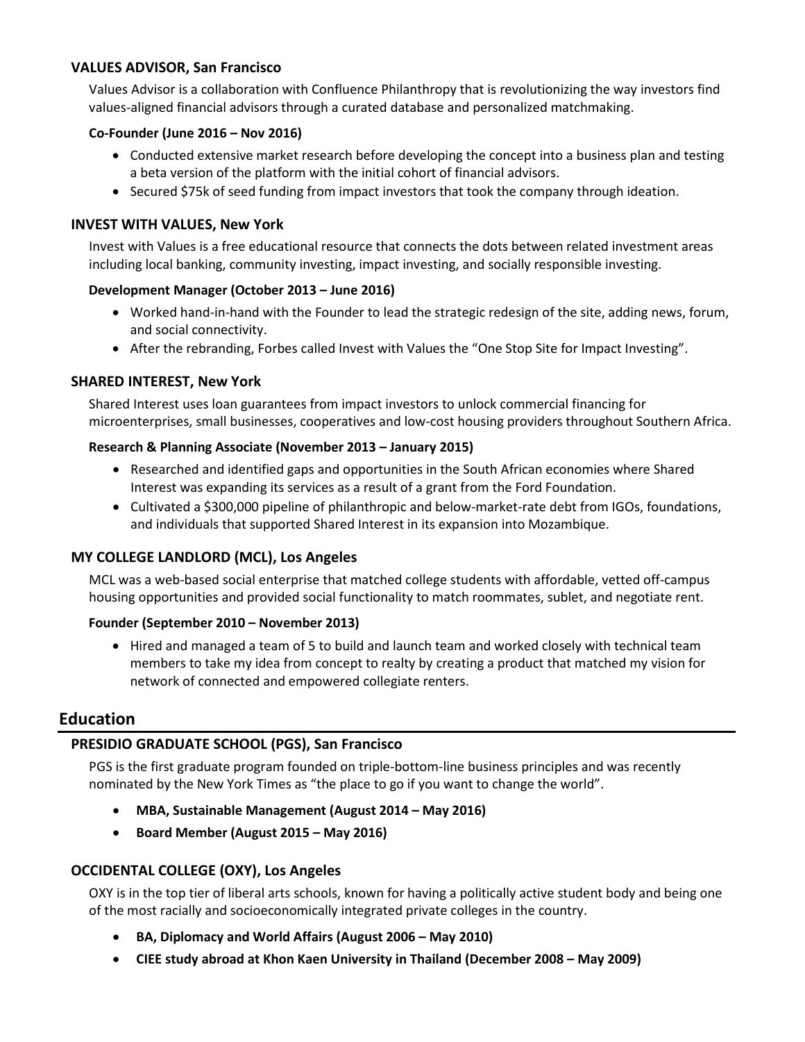### VALUES ADVISOR, San Francisco

Values Advisor is a collaboration with Confluence Philanthropy that is revolutionizing the way investors find values-aligned financial advisors through a curated database and personalized matchmaking.

**Co-Founder (June 2016 – Nov 2016)**

- Conducted extensive market research before developing the concept into a business plan and testing a beta version of the platform with the initial cohort of financial advisors.
- Secured $75k of seed funding from impact investors that took the company through ideation.

### INVEST WITH VALUES, New York

Invest with Values is a free educational resource that connects the dots between related investment areas including local banking, community investing, impact investing, and socially responsible investing.

**Development Manager (October 2013 – June 2016)**

- Worked hand-in-hand with the Founder to lead the strategic redesign of the site, adding news, forum, and social connectivity.
- After the rebranding, Forbes called Invest with Values the "One Stop Site for Impact Investing".

### SHARED INTEREST, New York

Shared Interest uses loan guarantees from impact investors to unlock commercial financing for microenterprises, small businesses, cooperatives and low-cost housing providers throughout Southern Africa.

**Research & Planning Associate (November 2013 – January 2015)**

- Researched and identified gaps and opportunities in the South African economies where Shared Interest was expanding its services as a result of a grant from the Ford Foundation.
- Cultivated a $300,000 pipeline of philanthropic and below-market-rate debt from IGOs, foundations, and individuals that supported Shared Interest in its expansion into Mozambique.

### MY COLLEGE LANDLORD (MCL), Los Angeles

MCL was a web-based social enterprise that matched college students with affordable, vetted off-campus housing opportunities and provided social functionality to match roommates, sublet, and negotiate rent.

**Founder (September 2010 – November 2013)**

- Hired and managed a team of 5 to build and launch team and worked closely with technical team members to take my idea from concept to realty by creating a product that matched my vision for network of connected and empowered collegiate renters.

## Education

### PRESIDIO GRADUATE SCHOOL (PGS), San Francisco

PGS is the first graduate program founded on triple-bottom-line business principles and was recently nominated by the New York Times as "the place to go if you want to change the world".

- **MBA, Sustainable Management (August 2014 – May 2016)**
- **Board Member (August 2015 – May 2016)**

### OCCIDENTAL COLLEGE (OXY), Los Angeles

OXY is in the top tier of liberal arts schools, known for having a politically active student body and being one of the most racially and socioeconomically integrated private colleges in the country.

- **BA, Diplomacy and World Affairs (August 2006 – May 2010)**
- **CIEE study abroad at Khon Kaen University in Thailand (December 2008 – May 2009)**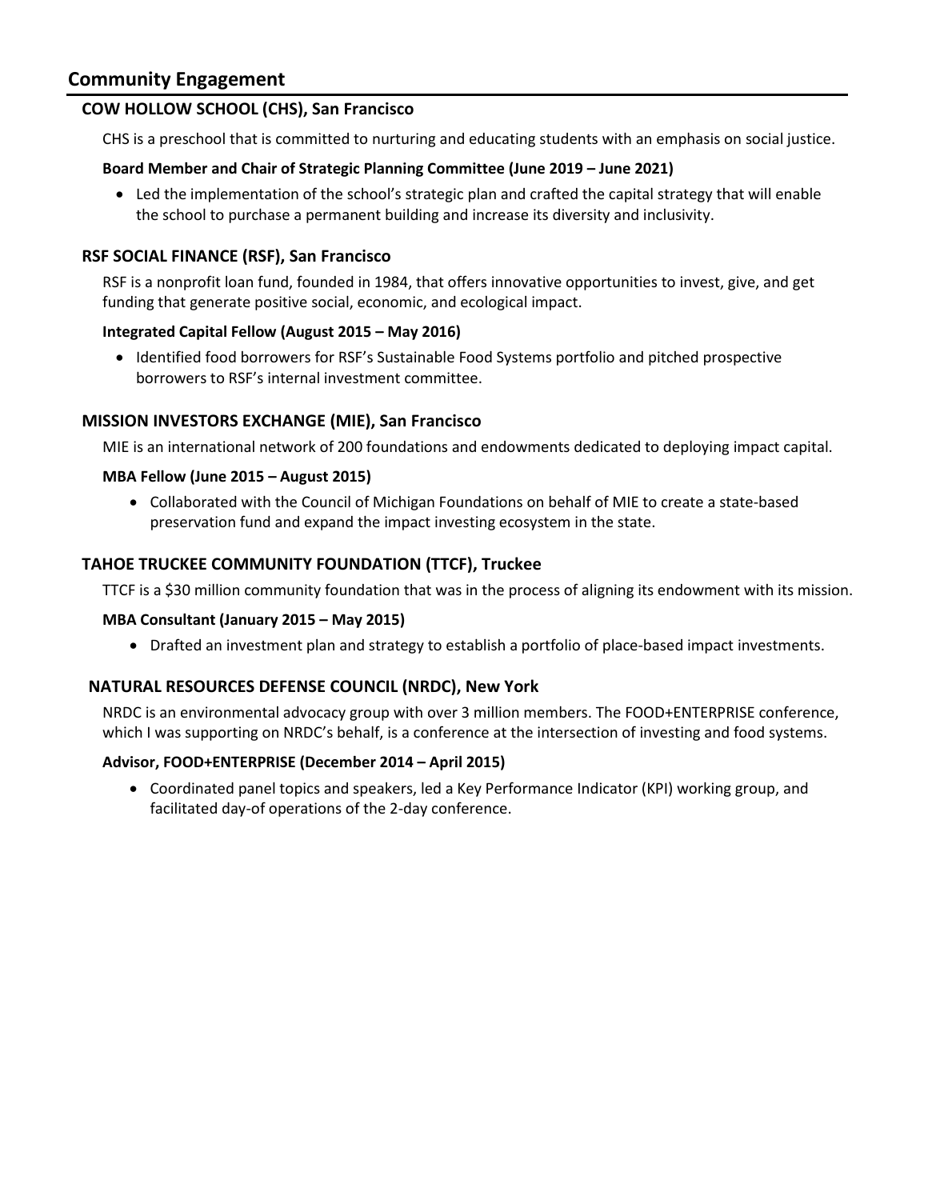## Community Engagement

### COW HOLLOW SCHOOL (CHS), San Francisco

CHS is a preschool that is committed to nurturing and educating students with an emphasis on social justice.

**Board Member and Chair of Strategic Planning Committee (June 2019 – June 2021)**

- Led the implementation of the school's strategic plan and crafted the capital strategy that will enable the school to purchase a permanent building and increase its diversity and inclusivity.

### RSF SOCIAL FINANCE (RSF), San Francisco

RSF is a nonprofit loan fund, founded in 1984, that offers innovative opportunities to invest, give, and get funding that generate positive social, economic, and ecological impact.

**Integrated Capital Fellow (August 2015 – May 2016)**

- Identified food borrowers for RSF's Sustainable Food Systems portfolio and pitched prospective borrowers to RSF's internal investment committee.

### MISSION INVESTORS EXCHANGE (MIE), San Francisco

MIE is an international network of 200 foundations and endowments dedicated to deploying impact capital.

**MBA Fellow (June 2015 – August 2015)**

- Collaborated with the Council of Michigan Foundations on behalf of MIE to create a state-based preservation fund and expand the impact investing ecosystem in the state.

### TAHOE TRUCKEE COMMUNITY FOUNDATION (TTCF), Truckee

TTCF is a $30 million community foundation that was in the process of aligning its endowment with its mission.

**MBA Consultant (January 2015 – May 2015)**

- Drafted an investment plan and strategy to establish a portfolio of place-based impact investments.

### NATURAL RESOURCES DEFENSE COUNCIL (NRDC), New York

NRDC is an environmental advocacy group with over 3 million members. The FOOD+ENTERPRISE conference, which I was supporting on NRDC's behalf, is a conference at the intersection of investing and food systems.

**Advisor, FOOD+ENTERPRISE (December 2014 – April 2015)**

- Coordinated panel topics and speakers, led a Key Performance Indicator (KPI) working group, and facilitated day-of operations of the 2-day conference.